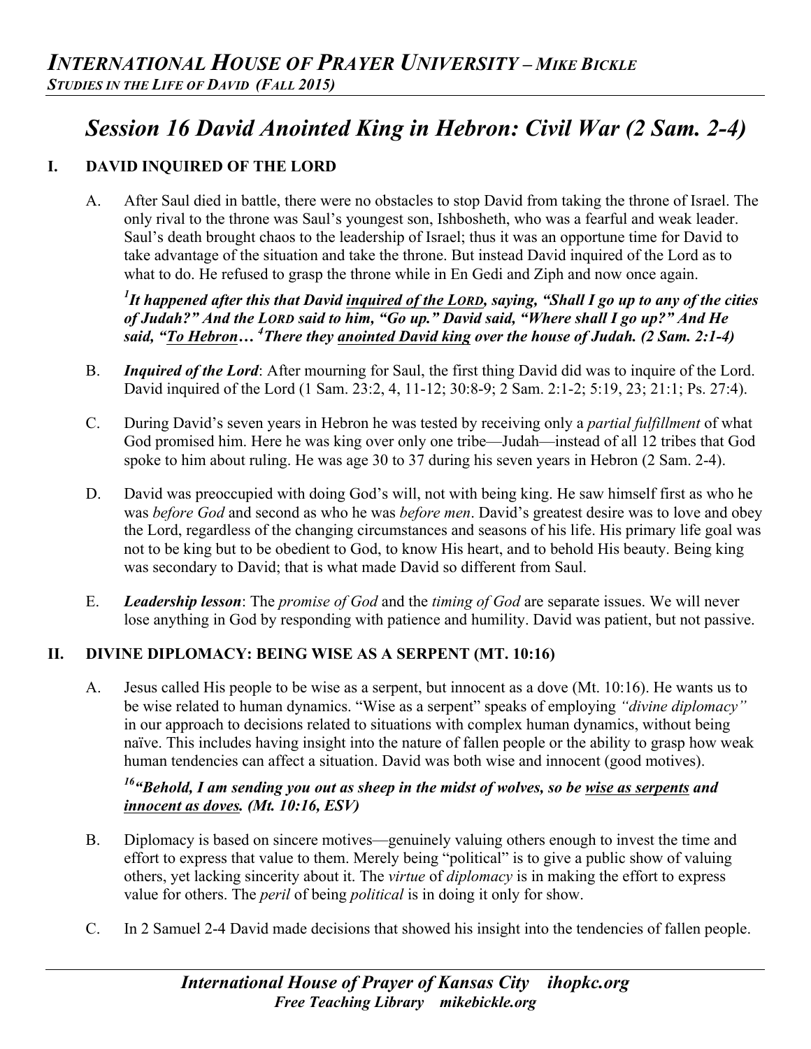## *Session 16 David Anointed King in Hebron: Civil War (2 Sam. 2-4)*

### I. DAVID INQUIRED OF THE LORD

A. After Saul died in battle, there were no obstacles to stop David from taking the throne of Israel. The only rival to the throne was Saul's youngest son, Ishbosheth, who was a fearful and weak leader. Saul's death brought chaos to the leadership of Israel; thus it was an opportune time for David to take advantage of the situation and take the throne. But instead David inquired of the Lord as to what to do. He refused to grasp the throne while in En Gedi and Ziph and now once again.

***[1]It happened after this that David <u>inquired of the LORD</u>, saying, "Shall I go up to any of the cities of Judah?" And the LORD said to him, "Go up." David said, "Where shall I go up?" And He said, "<u>To Hebron</u>… [4]There they <u>anointed David king</u> over the house of Judah. (2 Sam. 2:1-4)***

B. ***Inquired of the Lord***: After mourning for Saul, the first thing David did was to inquire of the Lord. David inquired of the Lord (1 Sam. 23:2, 4, 11-12; 30:8-9; 2 Sam. 2:1-2; 5:19, 23; 21:1; Ps. 27:4).

C. During David's seven years in Hebron he was tested by receiving only a *partial fulfillment* of what God promised him. Here he was king over only one tribe—Judah—instead of all 12 tribes that God spoke to him about ruling. He was age 30 to 37 during his seven years in Hebron (2 Sam. 2-4).

D. David was preoccupied with doing God's will, not with being king. He saw himself first as who he was *before God* and second as who he was *before men*. David's greatest desire was to love and obey the Lord, regardless of the changing circumstances and seasons of his life. His primary life goal was not to be king but to be obedient to God, to know His heart, and to behold His beauty. Being king was secondary to David; that is what made David so different from Saul.

E. ***Leadership lesson***: The *promise of God* and the *timing of God* are separate issues. We will never lose anything in God by responding with patience and humility. David was patient, but not passive.

### II. DIVINE DIPLOMACY: BEING WISE AS A SERPENT (MT. 10:16)

A. Jesus called His people to be wise as a serpent, but innocent as a dove (Mt. 10:16). He wants us to be wise related to human dynamics. "Wise as a serpent" speaks of employing *"divine diplomacy"* in our approach to decisions related to situations with complex human dynamics, without being naïve. This includes having insight into the nature of fallen people or the ability to grasp how weak human tendencies can affect a situation. David was both wise and innocent (good motives).

***[16]"Behold, I am sending you out as sheep in the midst of wolves, so be <u>wise as serpents</u> and <u>innocent as doves</u>. (Mt. 10:16, ESV)***

B. Diplomacy is based on sincere motives—genuinely valuing others enough to invest the time and effort to express that value to them. Merely being "political" is to give a public show of valuing others, yet lacking sincerity about it. The *virtue* of *diplomacy* is in making the effort to express value for others. The *peril* of being *political* is in doing it only for show.

C. In 2 Samuel 2-4 David made decisions that showed his insight into the tendencies of fallen people.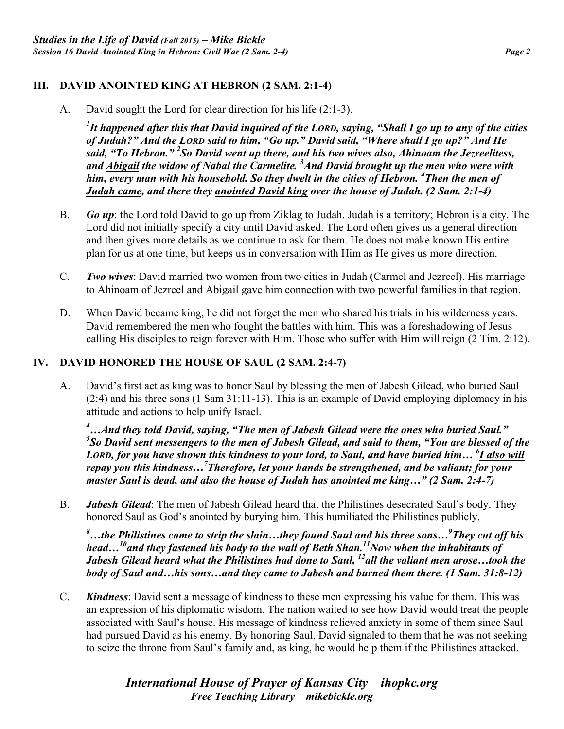## III. DAVID ANOINTED KING AT HEBRON (2 SAM. 2:1-4)

A. David sought the Lord for clear direction for his life (2:1-3).

***[1]It happened after this that David <u>inquired of the LORD</u>, saying, "Shall I go up to any of the cities of Judah?" And the LORD said to him, "<u>Go up</u>." David said, "Where shall I go up?" And He said, "<u>To Hebron</u>." [2]So David went up there, and his two wives also, <u>Ahinoam</u> the Jezreelitess, and <u>Abigail</u> the widow of Nabal the Carmelite. [3]And David brought up the men who were with him, every man with his household. So they dwelt in the <u>cities of Hebron</u>. [4]Then the <u>men of Judah came</u>, and there they <u>anointed David king</u> over the house of Judah. (2 Sam. 2:1-4)***

B. ***Go up***: the Lord told David to go up from Ziklag to Judah. Judah is a territory; Hebron is a city. The Lord did not initially specify a city until David asked. The Lord often gives us a general direction and then gives more details as we continue to ask for them. He does not make known His entire plan for us at one time, but keeps us in conversation with Him as He gives us more direction.

C. ***Two wives***: David married two women from two cities in Judah (Carmel and Jezreel). His marriage to Ahinoam of Jezreel and Abigail gave him connection with two powerful families in that region.

D. When David became king, he did not forget the men who shared his trials in his wilderness years. David remembered the men who fought the battles with him. This was a foreshadowing of Jesus calling His disciples to reign forever with Him. Those who suffer with Him will reign (2 Tim. 2:12).

## IV. DAVID HONORED THE HOUSE OF SAUL (2 SAM. 2:4-7)

A. David's first act as king was to honor Saul by blessing the men of Jabesh Gilead, who buried Saul (2:4) and his three sons (1 Sam 31:11-13). This is an example of David employing diplomacy in his attitude and actions to help unify Israel.

***[4]…And they told David, saying, "The men of <u>Jabesh Gilead</u> were the ones who buried Saul." [5]So David sent messengers to the men of Jabesh Gilead, and said to them, "<u>You are blessed</u> of the LORD, for you have shown this kindness to your lord, to Saul, and have buried him… [6]<u>I also will repay you this kindness</u>…[7]Therefore, let your hands be strengthened, and be valiant; for your master Saul is dead, and also the house of Judah has anointed me king…" (2 Sam. 2:4-7)***

B. ***Jabesh Gilead***: The men of Jabesh Gilead heard that the Philistines desecrated Saul's body. They honored Saul as God's anointed by burying him. This humiliated the Philistines publicly.

***[8]…the Philistines came to strip the slain…they found Saul and his three sons…[9]They cut off his head…[10]and they fastened his body to the wall of Beth Shan.[11]Now when the inhabitants of Jabesh Gilead heard what the Philistines had done to Saul, [12]all the valiant men arose…took the body of Saul and…his sons…and they came to Jabesh and burned them there. (1 Sam. 31:8-12)***

C. ***Kindness***: David sent a message of kindness to these men expressing his value for them. This was an expression of his diplomatic wisdom. The nation waited to see how David would treat the people associated with Saul's house. His message of kindness relieved anxiety in some of them since Saul had pursued David as his enemy. By honoring Saul, David signaled to them that he was not seeking to seize the throne from Saul's family and, as king, he would help them if the Philistines attacked.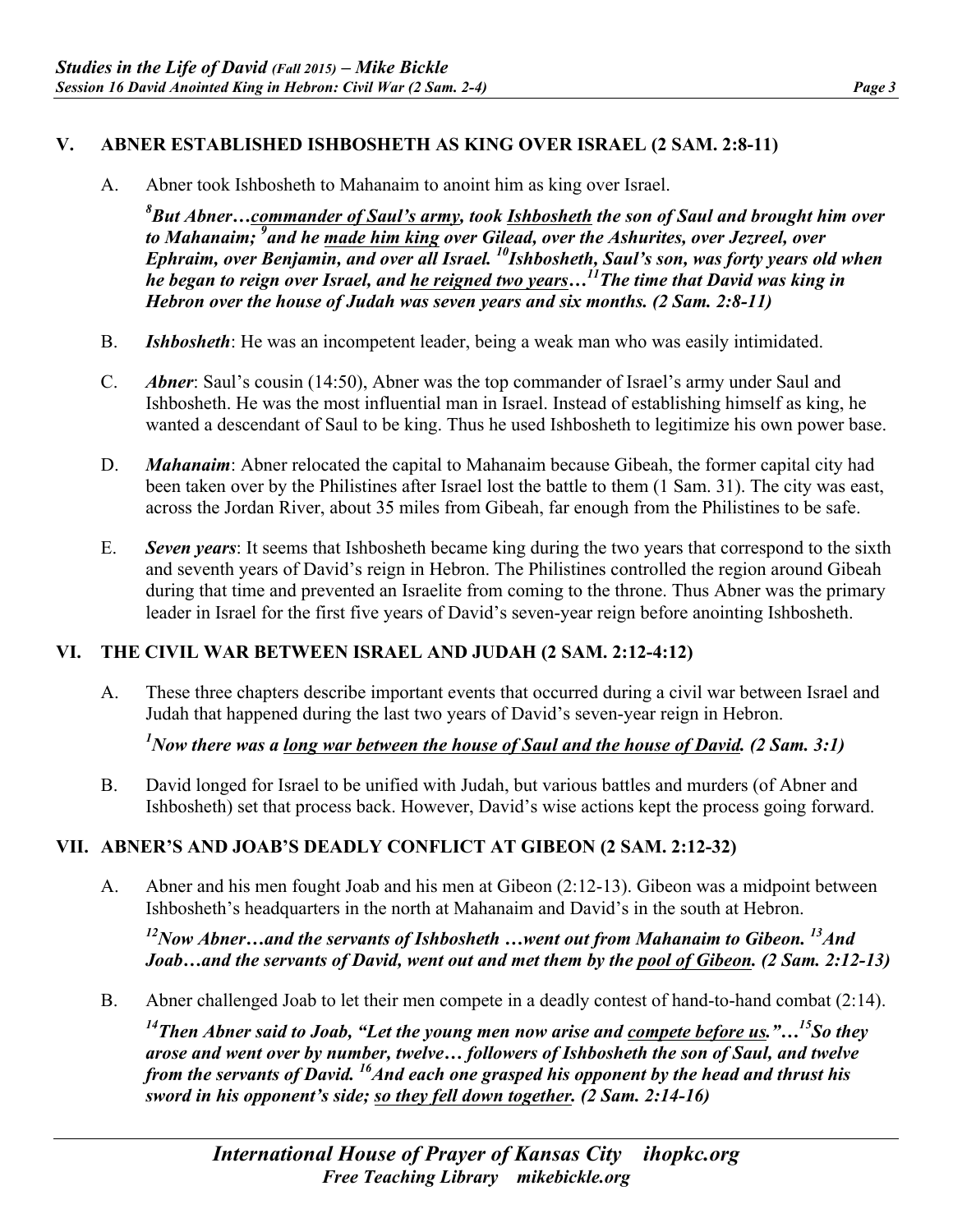## V. ABNER ESTABLISHED ISHBOSHETH AS KING OVER ISRAEL (2 SAM. 2:8-11)

A. Abner took Ishbosheth to Mahanaim to anoint him as king over Israel.

> ***[8]But Abner…commander of Saul's army, took Ishbosheth the son of Saul and brought him over to Mahanaim; [9]and he made him king over Gilead, over the Ashurites, over Jezreel, over Ephraim, over Benjamin, and over all Israel. [10]Ishbosheth, Saul's son, was forty years old when he began to reign over Israel, and he reigned two years…[11]The time that David was king in Hebron over the house of Judah was seven years and six months. (2 Sam. 2:8-11)***

B. ***Ishbosheth***: He was an incompetent leader, being a weak man who was easily intimidated.

C. ***Abner***: Saul's cousin (14:50), Abner was the top commander of Israel's army under Saul and Ishbosheth. He was the most influential man in Israel. Instead of establishing himself as king, he wanted a descendant of Saul to be king. Thus he used Ishbosheth to legitimize his own power base.

D. ***Mahanaim***: Abner relocated the capital to Mahanaim because Gibeah, the former capital city had been taken over by the Philistines after Israel lost the battle to them (1 Sam. 31). The city was east, across the Jordan River, about 35 miles from Gibeah, far enough from the Philistines to be safe.

E. ***Seven years***: It seems that Ishbosheth became king during the two years that correspond to the sixth and seventh years of David's reign in Hebron. The Philistines controlled the region around Gibeah during that time and prevented an Israelite from coming to the throne. Thus Abner was the primary leader in Israel for the first five years of David's seven-year reign before anointing Ishbosheth.

## VI. THE CIVIL WAR BETWEEN ISRAEL AND JUDAH (2 SAM. 2:12-4:12)

A. These three chapters describe important events that occurred during a civil war between Israel and Judah that happened during the last two years of David's seven-year reign in Hebron.

> ***[1]Now there was a long war between the house of Saul and the house of David. (2 Sam. 3:1)***

B. David longed for Israel to be unified with Judah, but various battles and murders (of Abner and Ishbosheth) set that process back. However, David's wise actions kept the process going forward.

## VII. ABNER'S AND JOAB'S DEADLY CONFLICT AT GIBEON (2 SAM. 2:12-32)

A. Abner and his men fought Joab and his men at Gibeon (2:12-13). Gibeon was a midpoint between Ishbosheth's headquarters in the north at Mahanaim and David's in the south at Hebron.

> ***[12]Now Abner…and the servants of Ishbosheth …went out from Mahanaim to Gibeon. [13]And Joab…and the servants of David, went out and met them by the pool of Gibeon. (2 Sam. 2:12-13)***

B. Abner challenged Joab to let their men compete in a deadly contest of hand-to-hand combat (2:14).

> ***[14]Then Abner said to Joab, "Let the young men now arise and compete before us."…[15]So they arose and went over by number, twelve… followers of Ishbosheth the son of Saul, and twelve from the servants of David. [16]And each one grasped his opponent by the head and thrust his sword in his opponent's side; so they fell down together. (2 Sam. 2:14-16)***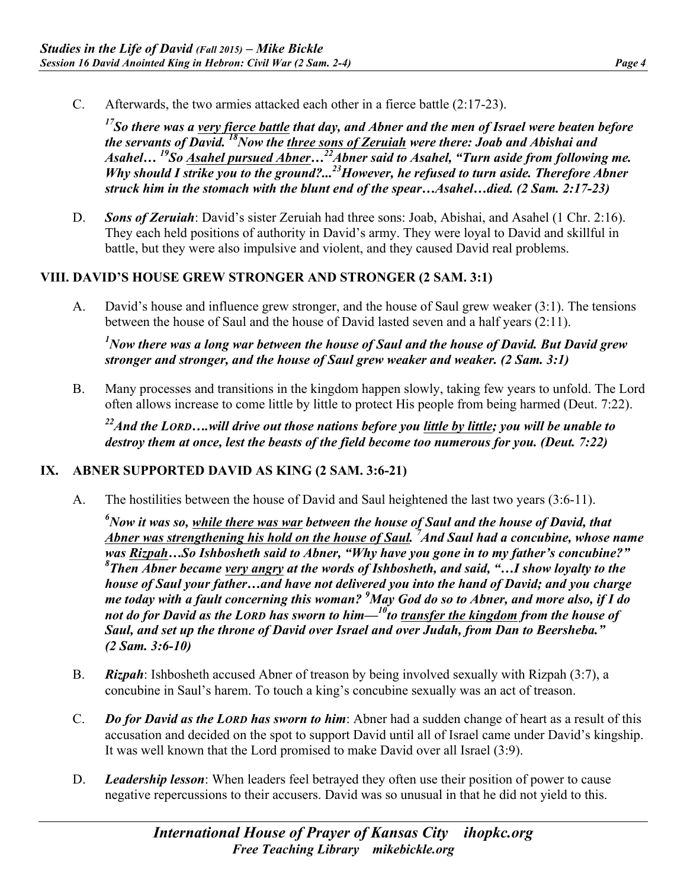C. Afterwards, the two armies attacked each other in a fierce battle (2:17-23).

> ***[17]So there was a <u>very fierce battle</u> that day, and Abner and the men of Israel were beaten before the servants of David. [18]Now the <u>three sons of Zeruiah</u> were there: Joab and Abishai and Asahel… [19]So <u>Asahel pursued Abner</u>…[22]Abner said to Asahel, "Turn aside from following me. Why should I strike you to the ground?...[23]However, he refused to turn aside. Therefore Abner struck him in the stomach with the blunt end of the spear…Asahel…died. (2 Sam. 2:17-23)***

D. ***Sons of Zeruiah***: David's sister Zeruiah had three sons: Joab, Abishai, and Asahel (1 Chr. 2:16). They each held positions of authority in David's army. They were loyal to David and skillful in battle, but they were also impulsive and violent, and they caused David real problems.

## VIII. DAVID'S HOUSE GREW STRONGER AND STRONGER (2 SAM. 3:1)

A. David's house and influence grew stronger, and the house of Saul grew weaker (3:1). The tensions between the house of Saul and the house of David lasted seven and a half years (2:11).

> ***[1]Now there was a long war between the house of Saul and the house of David. But David grew stronger and stronger, and the house of Saul grew weaker and weaker. (2 Sam. 3:1)***

B. Many processes and transitions in the kingdom happen slowly, taking few years to unfold. The Lord often allows increase to come little by little to protect His people from being harmed (Deut. 7:22).

> ***[22]And the LORD….will drive out those nations before you <u>little by little</u>; you will be unable to destroy them at once, lest the beasts of the field become too numerous for you. (Deut. 7:22)***

## IX. ABNER SUPPORTED DAVID AS KING (2 SAM. 3:6-21)

A. The hostilities between the house of David and Saul heightened the last two years (3:6-11).

> ***[6]Now it was so, <u>while there was war</u> between the house of Saul and the house of David, that <u>Abner was strengthening his hold on the house of Saul</u>. [7]And Saul had a concubine, whose name was <u>Rizpah</u>…So Ishbosheth said to Abner, "Why have you gone in to my father's concubine?" [8]Then Abner became <u>very angry</u> at the words of Ishbosheth, and said, "…I show loyalty to the house of Saul your father…and have not delivered you into the hand of David; and you charge me today with a fault concerning this woman? [9]May God do so to Abner, and more also, if I do not do for David as the LORD has sworn to him—[10]to <u>transfer the kingdom</u> from the house of Saul, and set up the throne of David over Israel and over Judah, from Dan to Beersheba." (2 Sam. 3:6-10)***

B. ***Rizpah***: Ishbosheth accused Abner of treason by being involved sexually with Rizpah (3:7), a concubine in Saul's harem. To touch a king's concubine sexually was an act of treason.

C. ***Do for David as the LORD has sworn to him***: Abner had a sudden change of heart as a result of this accusation and decided on the spot to support David until all of Israel came under David's kingship. It was well known that the Lord promised to make David over all Israel (3:9).

D. ***Leadership lesson***: When leaders feel betrayed they often use their position of power to cause negative repercussions to their accusers. David was so unusual in that he did not yield to this.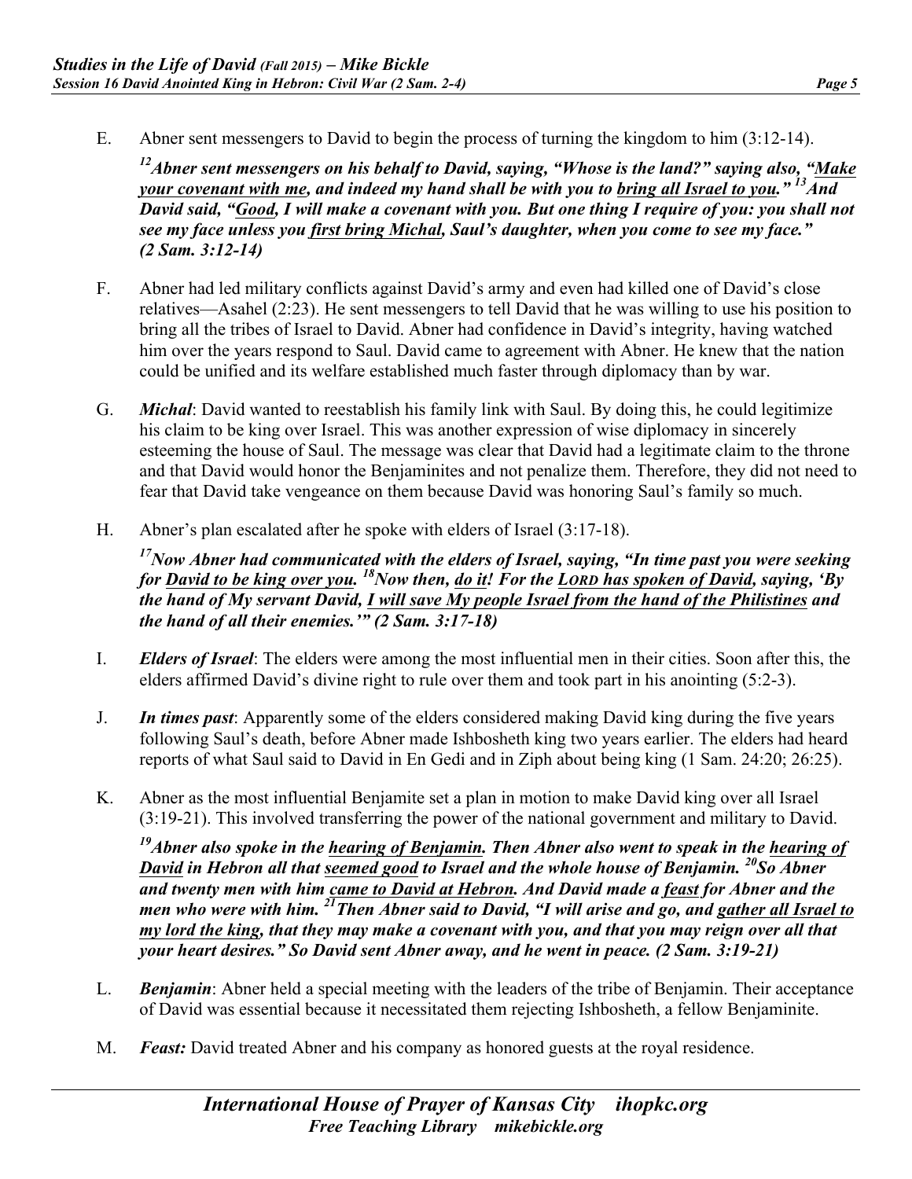E. Abner sent messengers to David to begin the process of turning the kingdom to him (3:12-14).

***[12]Abner sent messengers on his behalf to David, saying, "Whose is the land?" saying also, "Make your covenant with me, and indeed my hand shall be with you to bring all Israel to you." [13]And David said, "Good, I will make a covenant with you. But one thing I require of you: you shall not see my face unless you first bring Michal, Saul's daughter, when you come to see my face." (2 Sam. 3:12-14)***

F. Abner had led military conflicts against David's army and even had killed one of David's close relatives—Asahel (2:23). He sent messengers to tell David that he was willing to use his position to bring all the tribes of Israel to David. Abner had confidence in David's integrity, having watched him over the years respond to Saul. David came to agreement with Abner. He knew that the nation could be unified and its welfare established much faster through diplomacy than by war.

G. ***Michal***: David wanted to reestablish his family link with Saul. By doing this, he could legitimize his claim to be king over Israel. This was another expression of wise diplomacy in sincerely esteeming the house of Saul. The message was clear that David had a legitimate claim to the throne and that David would honor the Benjaminites and not penalize them. Therefore, they did not need to fear that David take vengeance on them because David was honoring Saul's family so much.

H. Abner's plan escalated after he spoke with elders of Israel (3:17-18).

***[17]Now Abner had communicated with the elders of Israel, saying, "In time past you were seeking for David to be king over you. [18]Now then, do it! For the LORD has spoken of David, saying, 'By the hand of My servant David, I will save My people Israel from the hand of the Philistines and the hand of all their enemies.'" (2 Sam. 3:17-18)***

I. ***Elders of Israel***: The elders were among the most influential men in their cities. Soon after this, the elders affirmed David's divine right to rule over them and took part in his anointing (5:2-3).

J. ***In times past***: Apparently some of the elders considered making David king during the five years following Saul's death, before Abner made Ishbosheth king two years earlier. The elders had heard reports of what Saul said to David in En Gedi and in Ziph about being king (1 Sam. 24:20; 26:25).

K. Abner as the most influential Benjamite set a plan in motion to make David king over all Israel (3:19-21). This involved transferring the power of the national government and military to David.

***[19]Abner also spoke in the hearing of Benjamin. Then Abner also went to speak in the hearing of David in Hebron all that seemed good to Israel and the whole house of Benjamin. [20]So Abner and twenty men with him came to David at Hebron. And David made a feast for Abner and the men who were with him. [21]Then Abner said to David, "I will arise and go, and gather all Israel to my lord the king, that they may make a covenant with you, and that you may reign over all that your heart desires." So David sent Abner away, and he went in peace. (2 Sam. 3:19-21)***

L. ***Benjamin***: Abner held a special meeting with the leaders of the tribe of Benjamin. Their acceptance of David was essential because it necessitated them rejecting Ishbosheth, a fellow Benjaminite.

M. ***Feast:*** David treated Abner and his company as honored guests at the royal residence.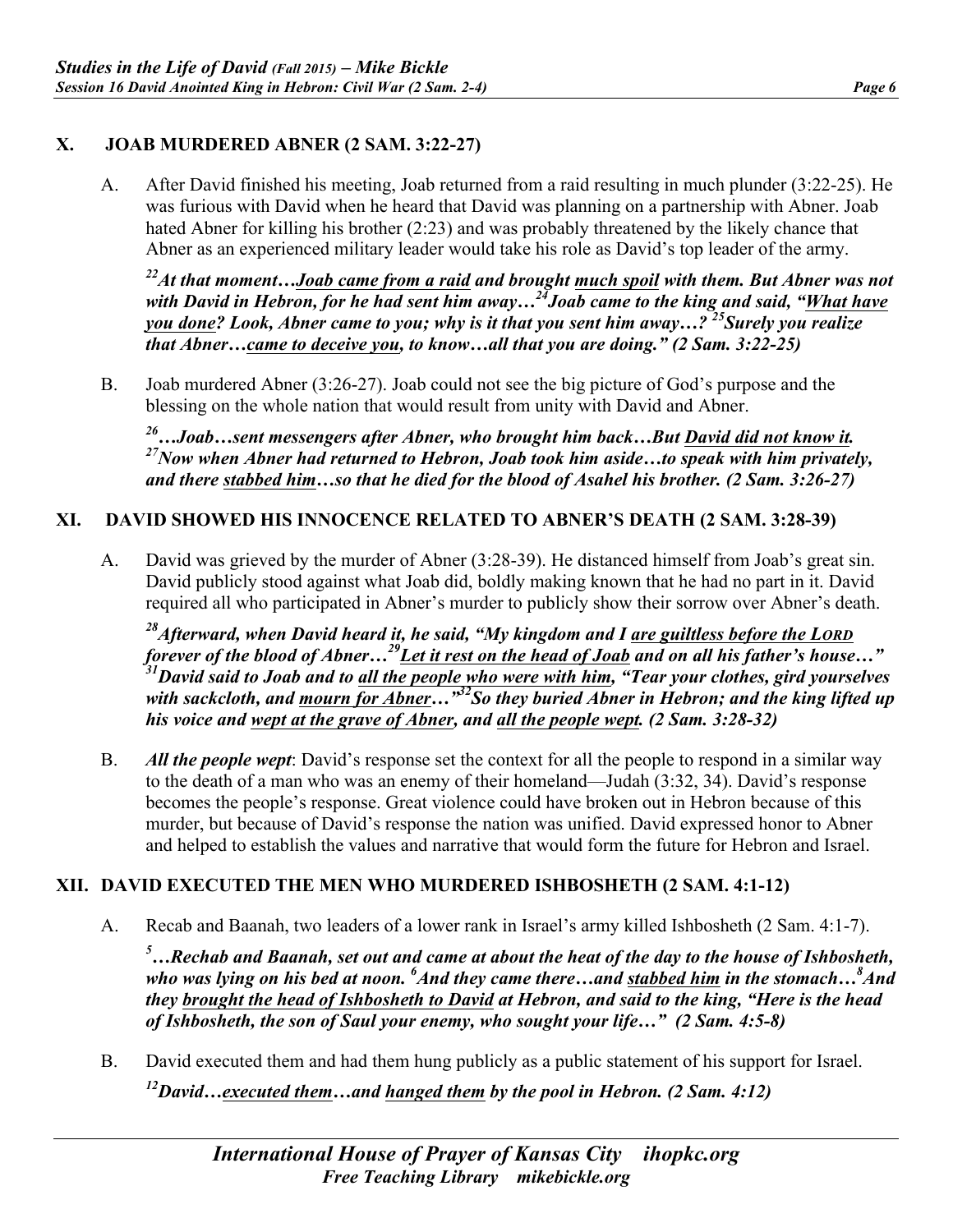## X. JOAB MURDERED ABNER (2 SAM. 3:22-27)

A. After David finished his meeting, Joab returned from a raid resulting in much plunder (3:22-25). He was furious with David when he heard that David was planning on a partnership with Abner. Joab hated Abner for killing his brother (2:23) and was probably threatened by the likely chance that Abner as an experienced military leader would take his role as David's top leader of the army.

***[22]At that moment…Joab came from a raid and brought much spoil with them. But Abner was not with David in Hebron, for he had sent him away…[24]Joab came to the king and said, "What have you done? Look, Abner came to you; why is it that you sent him away…? [25]Surely you realize that Abner…came to deceive you, to know…all that you are doing." (2 Sam. 3:22-25)***

B. Joab murdered Abner (3:26-27). Joab could not see the big picture of God's purpose and the blessing on the whole nation that would result from unity with David and Abner.

***[26]…Joab…sent messengers after Abner, who brought him back…But David did not know it. [27]Now when Abner had returned to Hebron, Joab took him aside…to speak with him privately, and there stabbed him…so that he died for the blood of Asahel his brother. (2 Sam. 3:26-27)***

## XI. DAVID SHOWED HIS INNOCENCE RELATED TO ABNER'S DEATH (2 SAM. 3:28-39)

A. David was grieved by the murder of Abner (3:28-39). He distanced himself from Joab's great sin. David publicly stood against what Joab did, boldly making known that he had no part in it. David required all who participated in Abner's murder to publicly show their sorrow over Abner's death.

***[28]Afterward, when David heard it, he said, "My kingdom and I are guiltless before the LORD forever of the blood of Abner…[29]Let it rest on the head of Joab and on all his father's house…" [31]David said to Joab and to all the people who were with him, "Tear your clothes, gird yourselves with sackcloth, and mourn for Abner…"[32]So they buried Abner in Hebron; and the king lifted up his voice and wept at the grave of Abner, and all the people wept. (2 Sam. 3:28-32)***

B. ***All the people wept***: David's response set the context for all the people to respond in a similar way to the death of a man who was an enemy of their homeland—Judah (3:32, 34). David's response becomes the people's response. Great violence could have broken out in Hebron because of this murder, but because of David's response the nation was unified. David expressed honor to Abner and helped to establish the values and narrative that would form the future for Hebron and Israel.

## XII. DAVID EXECUTED THE MEN WHO MURDERED ISHBOSHETH (2 SAM. 4:1-12)

A. Recab and Baanah, two leaders of a lower rank in Israel's army killed Ishbosheth (2 Sam. 4:1-7).

***[5]…Rechab and Baanah, set out and came at about the heat of the day to the house of Ishbosheth, who was lying on his bed at noon. [6]And they came there…and stabbed him in the stomach…[8]And they brought the head of Ishbosheth to David at Hebron, and said to the king, "Here is the head of Ishbosheth, the son of Saul your enemy, who sought your life…" (2 Sam. 4:5-8)***

B. David executed them and had them hung publicly as a public statement of his support for Israel.

***[12]David…executed them…and hanged them by the pool in Hebron. (2 Sam. 4:12)***